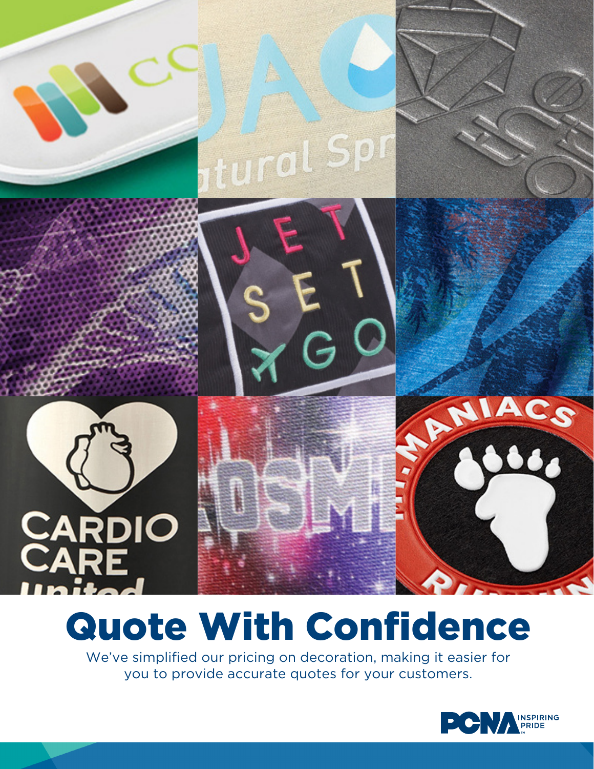# Quote With Confidence

We've simplified our pricing on decoration, making it easier for you to provide accurate quotes for your customers.

PCNA INSPIRING PRIDE™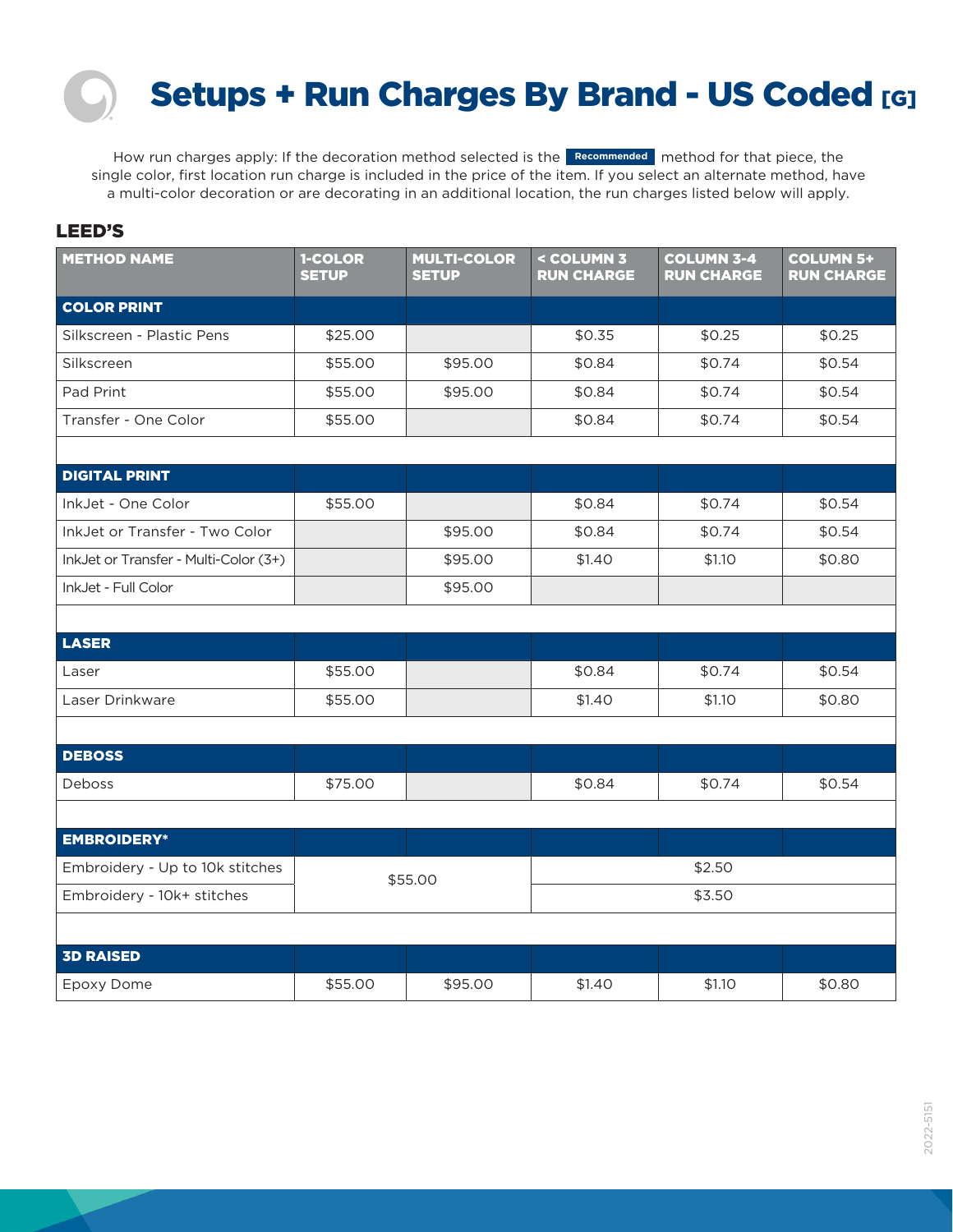# Setups + Run Charges By Brand - US Coded [G]

How run charges apply: If the decoration method selected is the **Recommended** method for that piece, the single color, first location run charge is included in the price of the item. If you select an alternate method, have a multi-color decoration or are decorating in an additional location, the run charges listed below will apply.

## LEED'S

| METHOD NAME | 1-COLOR SETUP | MULTI-COLOR SETUP | < COLUMN 3 RUN CHARGE | COLUMN 3-4 RUN CHARGE | COLUMN 5+ RUN CHARGE |
|---|---|---|---|---|---|
| **COLOR PRINT** | | | | | |
| Silkscreen - Plastic Pens | $25.00 | | $0.35 | $0.25 | $0.25 |
| Silkscreen | $55.00 | $95.00 | $0.84 | $0.74 | $0.54 |
| Pad Print | $55.00 | $95.00 | $0.84 | $0.74 | $0.54 |
| Transfer - One Color | $55.00 | | $0.84 | $0.74 | $0.54 |
| | | | | | |
| **DIGITAL PRINT** | | | | | |
| InkJet - One Color | $55.00 | | $0.84 | $0.74 | $0.54 |
| InkJet or Transfer - Two Color | | $95.00 | $0.84 | $0.74 | $0.54 |
| InkJet or Transfer - Multi-Color (3+) | | $95.00 | $1.40 | $1.10 | $0.80 |
| InkJet - Full Color | | $95.00 | | | |
| | | | | | |
| **LASER** | | | | | |
| Laser | $55.00 | | $0.84 | $0.74 | $0.54 |
| Laser Drinkware | $55.00 | | $1.40 | $1.10 | $0.80 |
| | | | | | |
| **DEBOSS** | | | | | |
| Deboss | $75.00 | | $0.84 | $0.74 | $0.54 |
| | | | | | |
| **EMBROIDERY*** | | | | | |
| Embroidery - Up to 10k stitches | $55.00 | | $2.50 | | |
| Embroidery - 10k+ stitches | | | $3.50 | | |
| | | | | | |
| **3D RAISED** | | | | | |
| Epoxy Dome | $55.00 | $95.00 | $1.40 | $1.10 | $0.80 |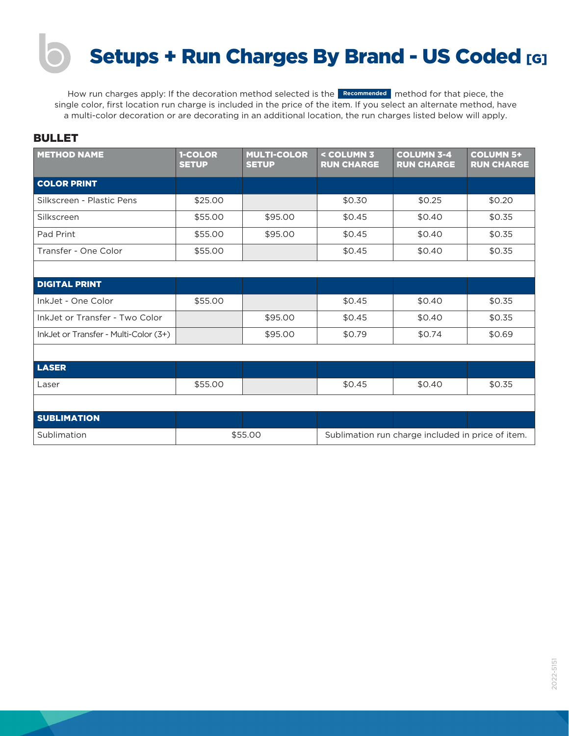# Setups + Run Charges By Brand - US Coded [G]

How run charges apply: If the decoration method selected is the **Recommended** method for that piece, the single color, first location run charge is included in the price of the item. If you select an alternate method, have a multi-color decoration or are decorating in an additional location, the run charges listed below will apply.

## BULLET

| METHOD NAME | 1-COLOR SETUP | MULTI-COLOR SETUP | < COLUMN 3 RUN CHARGE | COLUMN 3-4 RUN CHARGE | COLUMN 5+ RUN CHARGE |
|---|---|---|---|---|---|
| **COLOR PRINT** | | | | | |
| Silkscreen - Plastic Pens | $25.00 | | $0.30 | $0.25 | $0.20 |
| Silkscreen | $55.00 | $95.00 | $0.45 | $0.40 | $0.35 |
| Pad Print | $55.00 | $95.00 | $0.45 | $0.40 | $0.35 |
| Transfer - One Color | $55.00 | | $0.45 | $0.40 | $0.35 |
| | | | | | |
| **DIGITAL PRINT** | | | | | |
| InkJet - One Color | $55.00 | | $0.45 | $0.40 | $0.35 |
| InkJet or Transfer - Two Color | | $95.00 | $0.45 | $0.40 | $0.35 |
| InkJet or Transfer - Multi-Color (3+) | | $95.00 | $0.79 | $0.74 | $0.69 |
| | | | | | |
| **LASER** | | | | | |
| Laser | $55.00 | | $0.45 | $0.40 | $0.35 |
| | | | | | |
| **SUBLIMATION** | | | | | |
| Sublimation | $55.00 | | Sublimation run charge included in price of item. | | |

2022-5151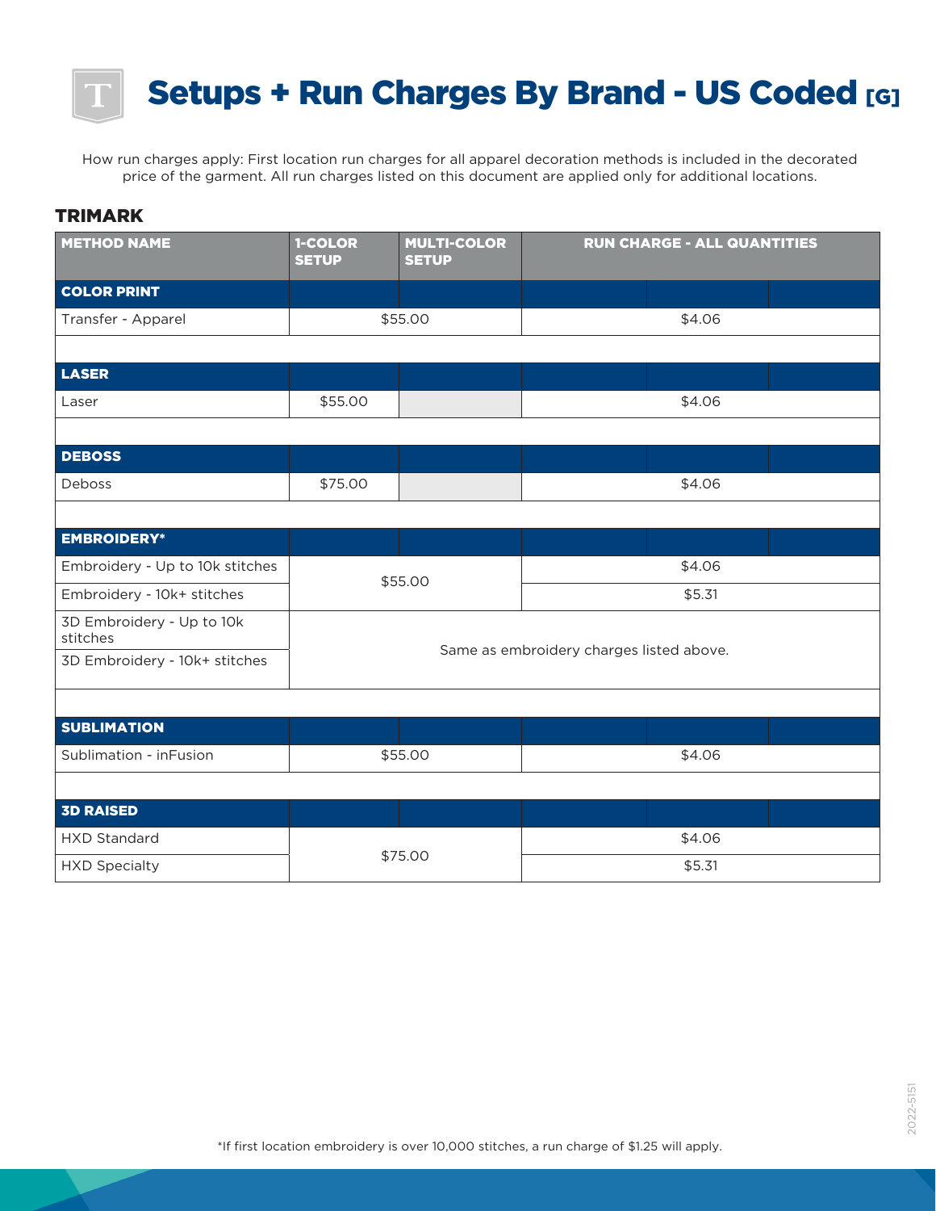# Setups + Run Charges By Brand - US Coded [G]

How run charges apply: First location run charges for all apparel decoration methods is included in the decorated price of the garment. All run charges listed on this document are applied only for additional locations.

## TRIMARK

| METHOD NAME | 1-COLOR SETUP | MULTI-COLOR SETUP | RUN CHARGE - ALL QUANTITIES |
|---|---|---|---|
| **COLOR PRINT** | | | |
| Transfer - Apparel | $55.00 | | $4.06 |
| | | | |
| **LASER** | | | |
| Laser | $55.00 | | $4.06 |
| | | | |
| **DEBOSS** | | | |
| Deboss | $75.00 | | $4.06 |
| | | | |
| **EMBROIDERY*** | | | |
| Embroidery - Up to 10k stitches | $55.00 | | $4.06 |
| Embroidery - 10k+ stitches | | | $5.31 |
| 3D Embroidery - Up to 10k stitches | Same as embroidery charges listed above. | | |
| 3D Embroidery - 10k+ stitches | | | |
| | | | |
| **SUBLIMATION** | | | |
| Sublimation - inFusion | $55.00 | | $4.06 |
| | | | |
| **3D RAISED** | | | |
| HXD Standard | $75.00 | | $4.06 |
| HXD Specialty | | | $5.31 |

*If first location embroidery is over 10,000 stitches, a run charge of $1.25 will apply.

2022-5151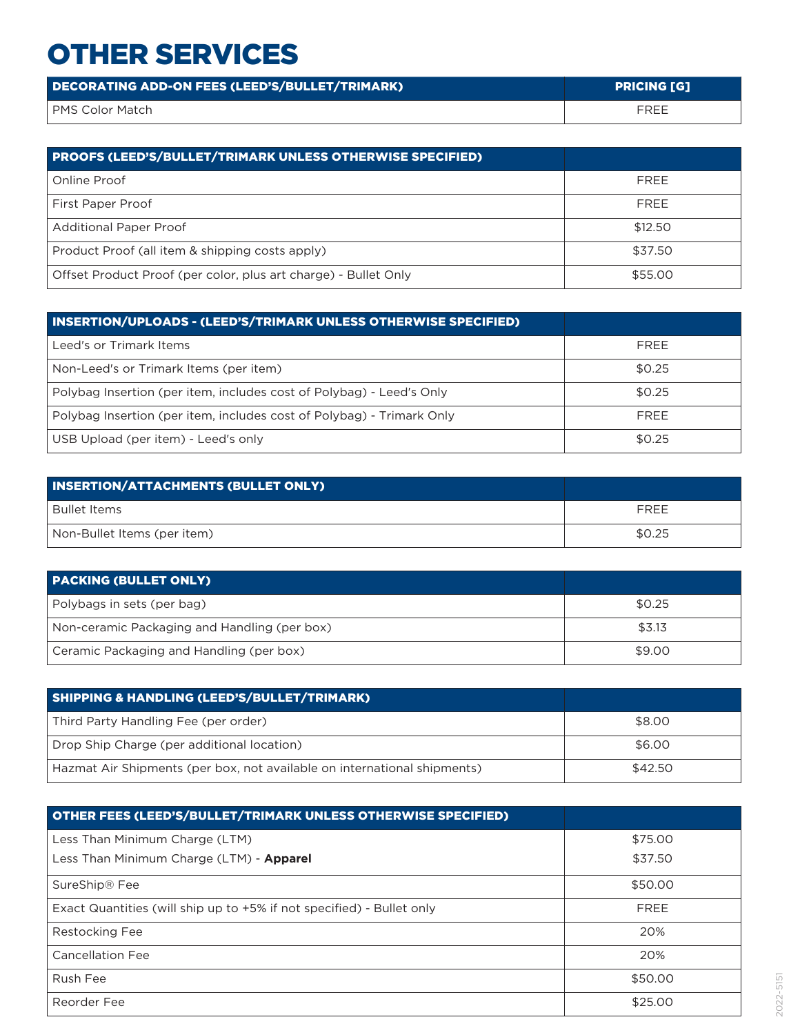# OTHER SERVICES

| DECORATING ADD-ON FEES (LEED'S/BULLET/TRIMARK) | PRICING [G] |
| --- | --- |
| PMS Color Match | FREE |

| PROOFS (LEED'S/BULLET/TRIMARK UNLESS OTHERWISE SPECIFIED) | |
| --- | --- |
| Online Proof | FREE |
| First Paper Proof | FREE |
| Additional Paper Proof | $12.50 |
| Product Proof (all item & shipping costs apply) | $37.50 |
| Offset Product Proof (per color, plus art charge) - Bullet Only | $55.00 |

| INSERTION/UPLOADS - (LEED'S/TRIMARK UNLESS OTHERWISE SPECIFIED) | |
| --- | --- |
| Leed's or Trimark Items | FREE |
| Non-Leed's or Trimark Items (per item) | $0.25 |
| Polybag Insertion (per item, includes cost of Polybag) - Leed's Only | $0.25 |
| Polybag Insertion (per item, includes cost of Polybag) - Trimark Only | FREE |
| USB Upload (per item) - Leed's only | $0.25 |

| INSERTION/ATTACHMENTS (BULLET ONLY) | |
| --- | --- |
| Bullet Items | FREE |
| Non-Bullet Items (per item) | $0.25 |

| PACKING (BULLET ONLY) | |
| --- | --- |
| Polybags in sets (per bag) | $0.25 |
| Non-ceramic Packaging and Handling (per box) | $3.13 |
| Ceramic Packaging and Handling (per box) | $9.00 |

| SHIPPING & HANDLING (LEED'S/BULLET/TRIMARK) | |
| --- | --- |
| Third Party Handling Fee (per order) | $8.00 |
| Drop Ship Charge (per additional location) | $6.00 |
| Hazmat Air Shipments (per box, not available on international shipments) | $42.50 |

| OTHER FEES (LEED'S/BULLET/TRIMARK UNLESS OTHERWISE SPECIFIED) | |
| --- | --- |
| Less Than Minimum Charge (LTM)<br>Less Than Minimum Charge (LTM) - **Apparel** | $75.00<br>$37.50 |
| SureShip® Fee | $50.00 |
| Exact Quantities (will ship up to +5% if not specified) - Bullet only | FREE |
| Restocking Fee | 20% |
| Cancellation Fee | 20% |
| Rush Fee | $50.00 |
| Reorder Fee | $25.00 |

2022-5151